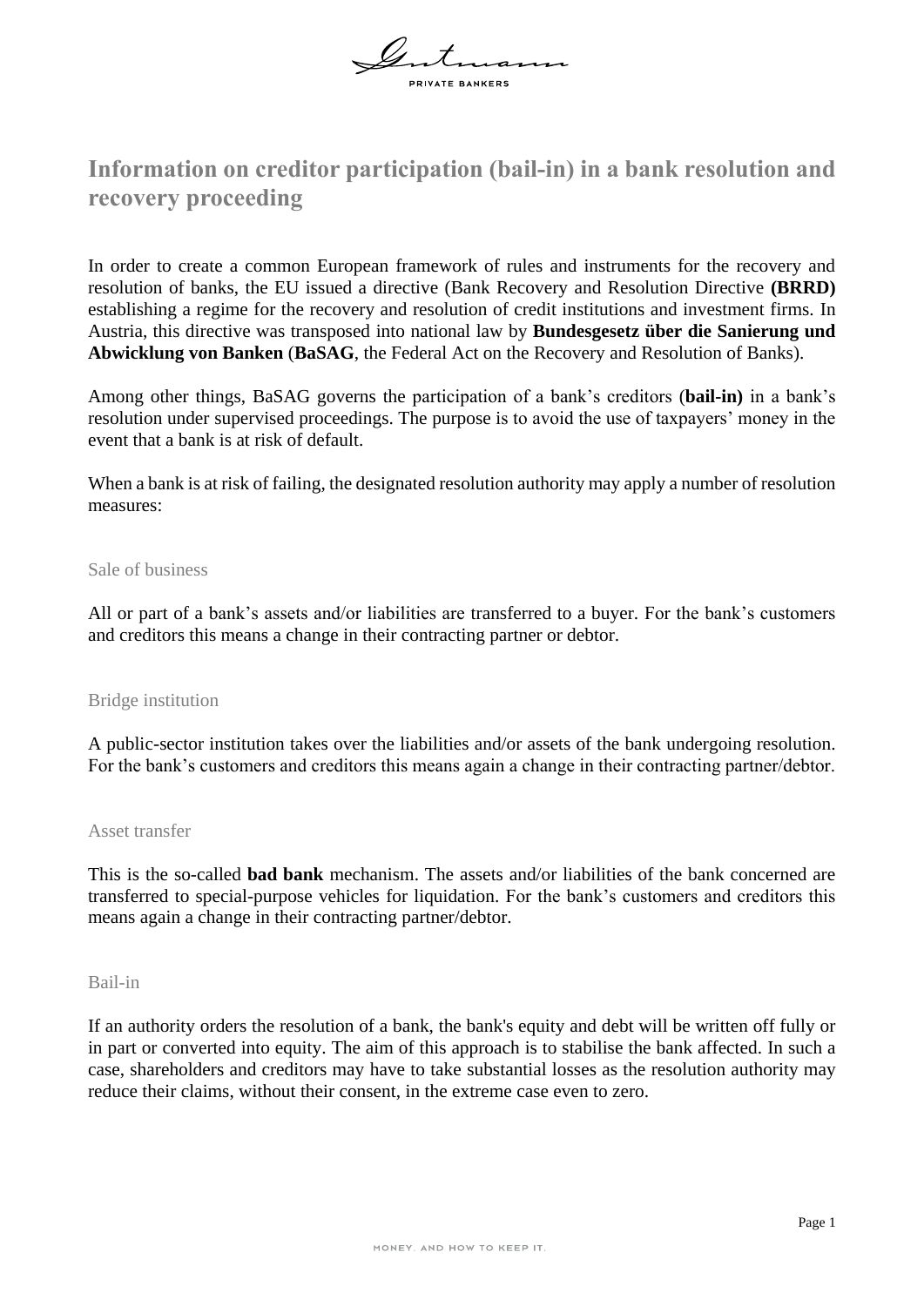# Information on creditor participation (bail-in) in a bank resolution and recovery proceeding

In order to create a common European framework of rules and instruments for the recovery and resolution of banks, the EU issued a directive (Bank Recovery and Resolution Directive **(BRRD)** establishing a regime for the recovery and resolution of credit institutions and investment firms. In Austria, this directive was transposed into national law by **Bundesgesetz über die Sanierung und Abwicklung von Banken** (**BaSAG**, the Federal Act on the Recovery and Resolution of Banks).

Among other things, BaSAG governs the participation of a bank's creditors (**bail-in)** in a bank's resolution under supervised proceedings. The purpose is to avoid the use of taxpayers' money in the event that a bank is at risk of default.

When a bank is at risk of failing, the designated resolution authority may apply a number of resolution measures:

## Sale of business

All or part of a bank's assets and/or liabilities are transferred to a buyer. For the bank's customers and creditors this means a change in their contracting partner or debtor.

## Bridge institution

A public-sector institution takes over the liabilities and/or assets of the bank undergoing resolution. For the bank's customers and creditors this means again a change in their contracting partner/debtor.

## Asset transfer

This is the so-called **bad bank** mechanism. The assets and/or liabilities of the bank concerned are transferred to special-purpose vehicles for liquidation. For the bank's customers and creditors this means again a change in their contracting partner/debtor.

## Bail-in

If an authority orders the resolution of a bank, the bank's equity and debt will be written off fully or in part or converted into equity. The aim of this approach is to stabilise the bank affected. In such a case, shareholders and creditors may have to take substantial losses as the resolution authority may reduce their claims, without their consent, in the extreme case even to zero.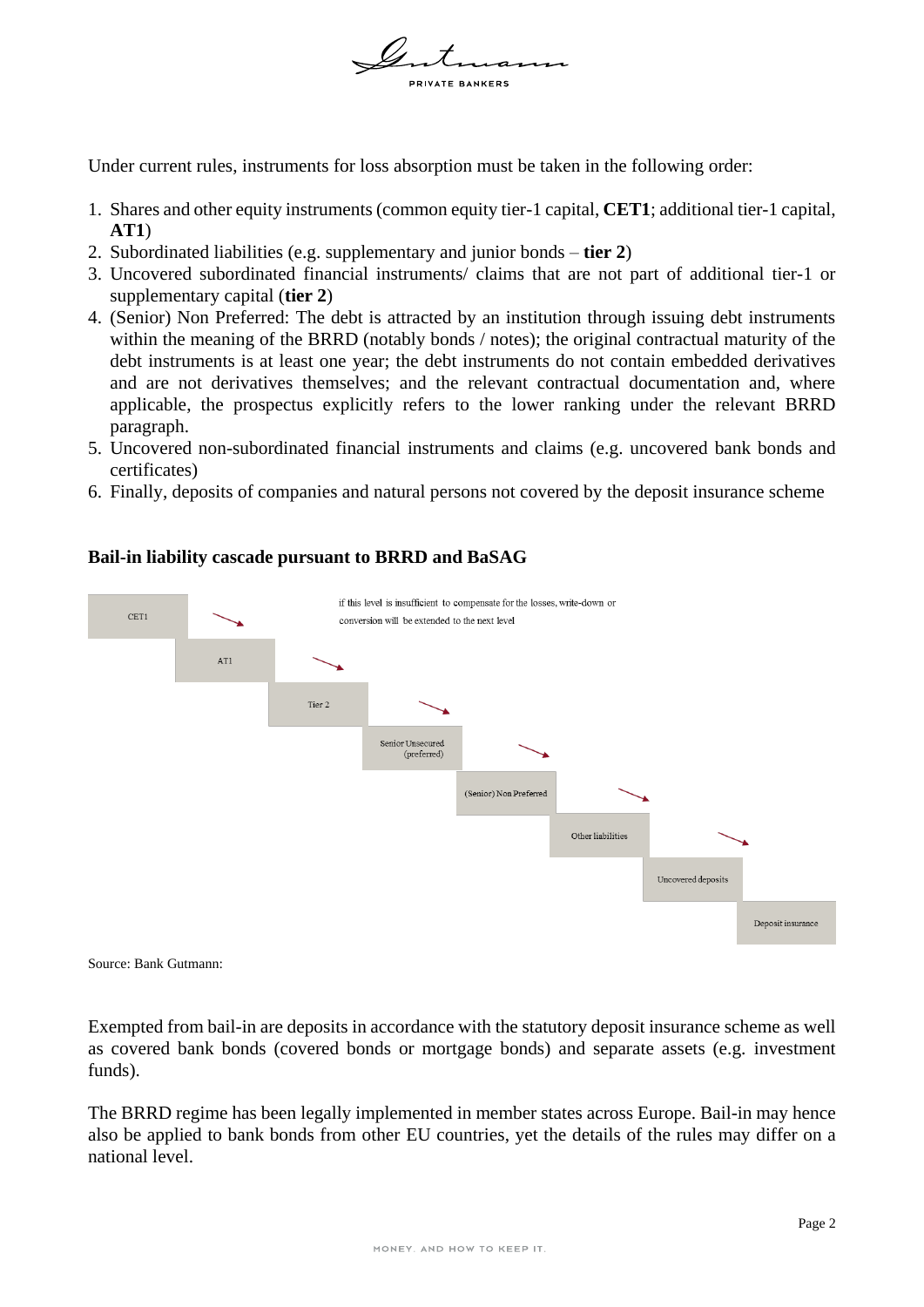Under current rules, instruments for loss absorption must be taken in the following order:

1. Shares and other equity instruments (common equity tier-1 capital, **CET1**; additional tier-1 capital, **AT1**)
2. Subordinated liabilities (e.g. supplementary and junior bonds – **tier 2**)
3. Uncovered subordinated financial instruments/ claims that are not part of additional tier-1 or supplementary capital (**tier 2**)
4. (Senior) Non Preferred: The debt is attracted by an institution through issuing debt instruments within the meaning of the BRRD (notably bonds / notes); the original contractual maturity of the debt instruments is at least one year; the debt instruments do not contain embedded derivatives and are not derivatives themselves; and the relevant contractual documentation and, where applicable, the prospectus explicitly refers to the lower ranking under the relevant BRRD paragraph.
5. Uncovered non-subordinated financial instruments and claims (e.g. uncovered bank bonds and certificates)
6. Finally, deposits of companies and natural persons not covered by the deposit insurance scheme

**Bail-in liability cascade pursuant to BRRD and BaSAG**

if this level is insufficient to compensate for the losses, write-down or conversion will be extended to the next level

CET1 → AT1 → Tier 2 → Senior Unsecured (preferred) → (Senior) Non Preferred → Other liabilities → Uncovered deposits → Deposit insurance

Source: Bank Gutmann:

Exempted from bail-in are deposits in accordance with the statutory deposit insurance scheme as well as covered bank bonds (covered bonds or mortgage bonds) and separate assets (e.g. investment funds).

The BRRD regime has been legally implemented in member states across Europe. Bail-in may hence also be applied to bank bonds from other EU countries, yet the details of the rules may differ on a national level.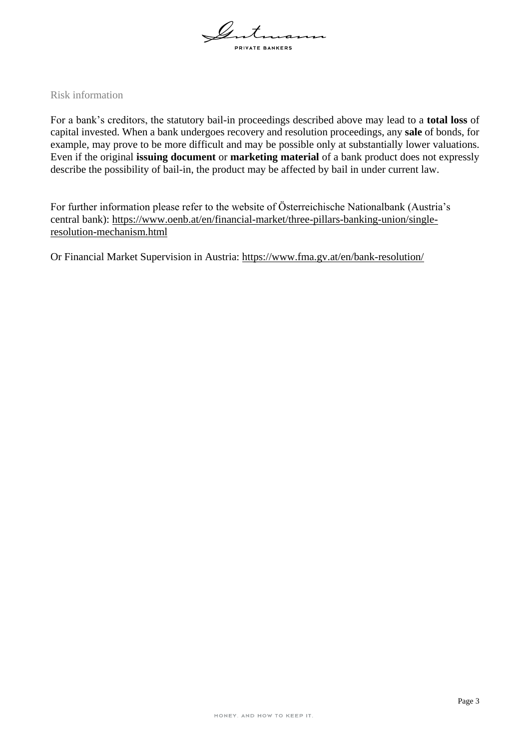## Risk information

For a bank's creditors, the statutory bail-in proceedings described above may lead to a **total loss** of capital invested. When a bank undergoes recovery and resolution proceedings, any **sale** of bonds, for example, may prove to be more difficult and may be possible only at substantially lower valuations. Even if the original **issuing document** or **marketing material** of a bank product does not expressly describe the possibility of bail-in, the product may be affected by bail in under current law.

For further information please refer to the website of Österreichische Nationalbank (Austria's central bank): https://www.oenb.at/en/financial-market/three-pillars-banking-union/single-resolution-mechanism.html

Or Financial Market Supervision in Austria: https://www.fma.gv.at/en/bank-resolution/